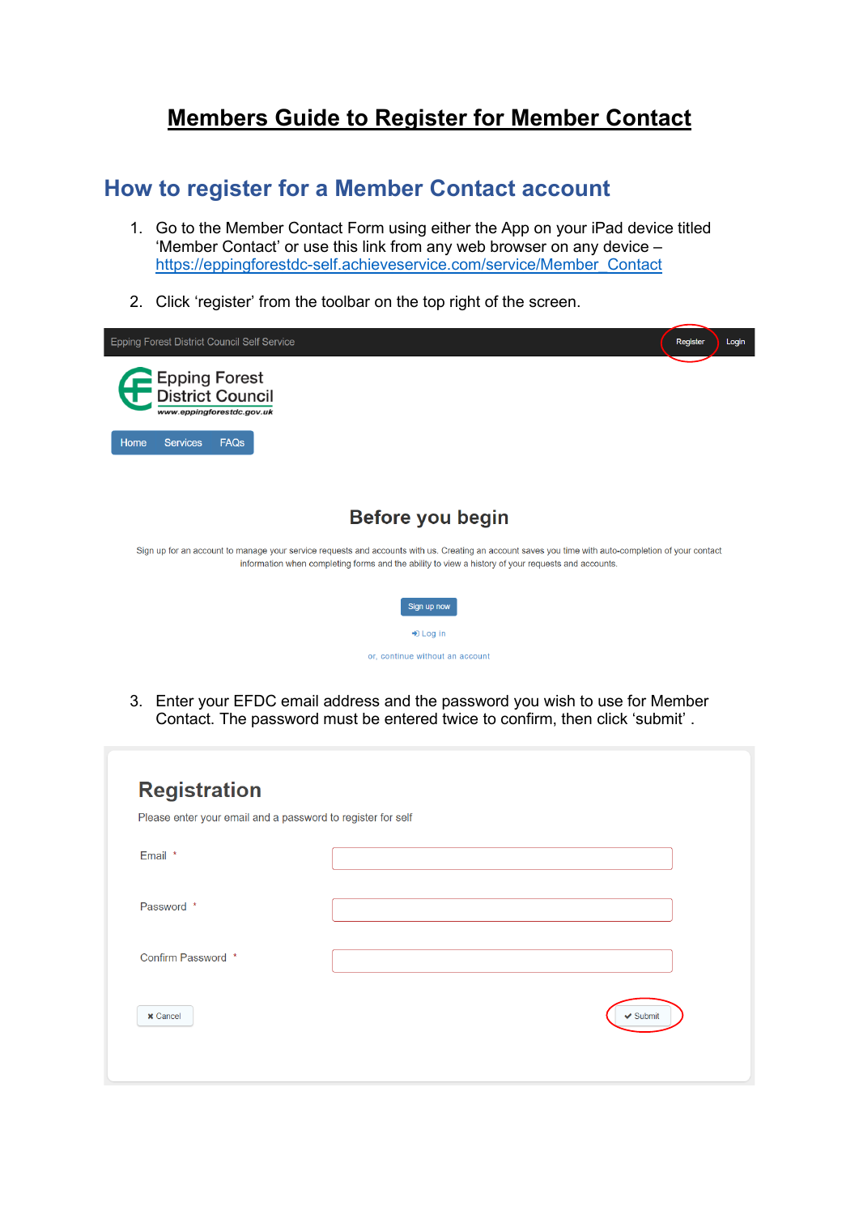# Members Guide to Register for Member Contact

## How to register for a Member Contact account

1. Go to the Member Contact Form using either the App on your iPad device titled 'Member Contact' or use this link from any web browser on any device – https://eppingforestdc-self.achieveservice.com/service/Member_Contact

2. Click 'register' from the toolbar on the top right of the screen.

3. Enter your EFDC email address and the password you wish to use for Member Contact. The password must be entered twice to confirm, then click 'submit' .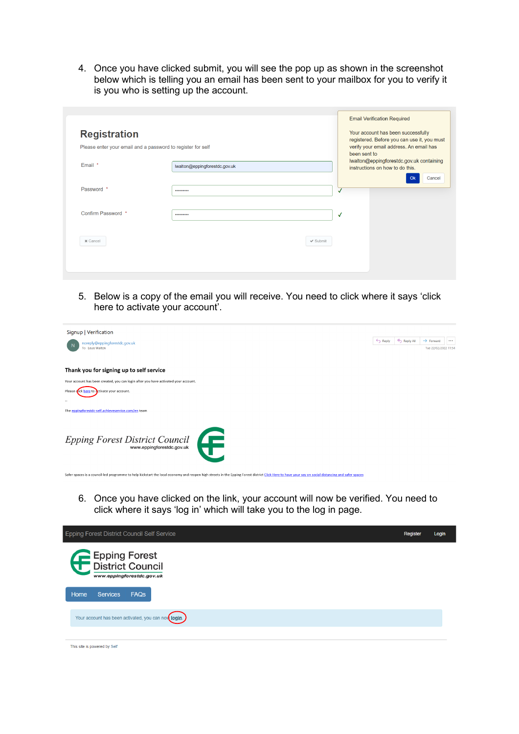4. Once you have clicked submit, you will see the pop up as shown in the screenshot below which is telling you an email has been sent to your mailbox for you to verify it is you who is setting up the account.

5. Below is a copy of the email you will receive. You need to click where it says 'click here to activate your account'.

6. Once you have clicked on the link, your account will now be verified. You need to click where it says 'log in' which will take you to the log in page.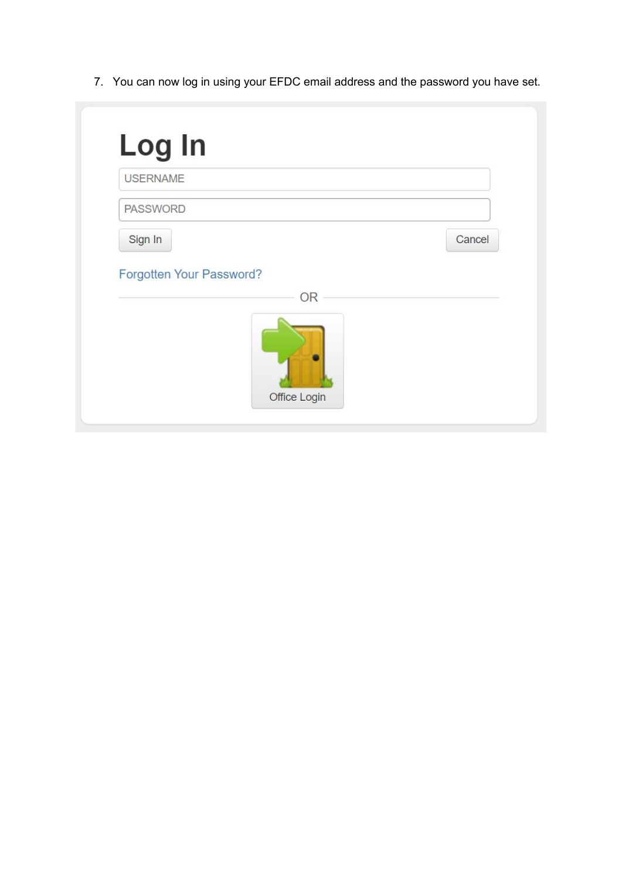7. You can now log in using your EFDC email address and the password you have set.

# Log In

USERNAME

PASSWORD

Sign In

Cancel

Forgotten Your Password?

OR

Office Login